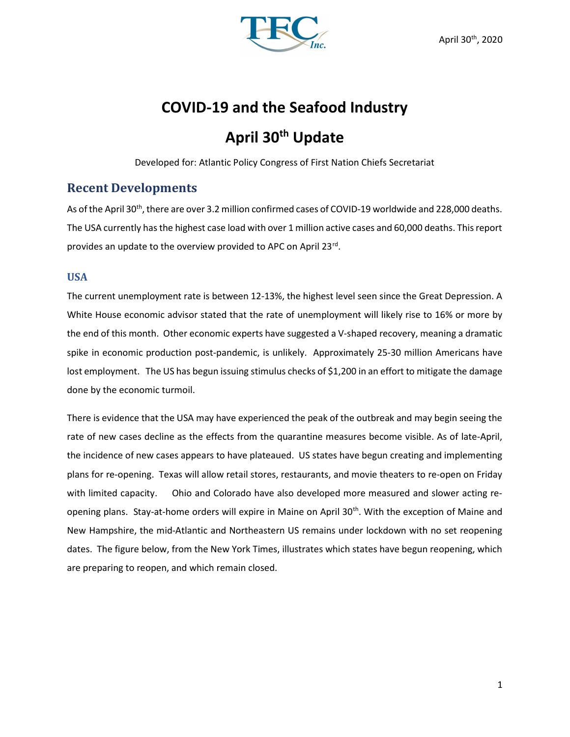April 30th, 2020

# COVID-19 and the Seafood Industry

# April 30th Update

Developed for: Atlantic Policy Congress of First Nation Chiefs Secretariat

## Recent Developments

As of the April 30th, there are over 3.2 million confirmed cases of COVID-19 worldwide and 228,000 deaths. The USA currently has the highest case load with over 1 million active cases and 60,000 deaths. This report provides an update to the overview provided to APC on April 23rd.

### USA

The current unemployment rate is between 12-13%, the highest level seen since the Great Depression. A White House economic advisor stated that the rate of unemployment will likely rise to 16% or more by the end of this month. Other economic experts have suggested a V-shaped recovery, meaning a dramatic spike in economic production post-pandemic, is unlikely. Approximately 25-30 million Americans have lost employment. The US has begun issuing stimulus checks of $1,200 in an effort to mitigate the damage done by the economic turmoil.

There is evidence that the USA may have experienced the peak of the outbreak and may begin seeing the rate of new cases decline as the effects from the quarantine measures become visible. As of late-April, the incidence of new cases appears to have plateaued. US states have begun creating and implementing plans for re-opening. Texas will allow retail stores, restaurants, and movie theaters to re-open on Friday with limited capacity. Ohio and Colorado have also developed more measured and slower acting re-opening plans. Stay-at-home orders will expire in Maine on April 30th. With the exception of Maine and New Hampshire, the mid-Atlantic and Northeastern US remains under lockdown with no set reopening dates. The figure below, from the New York Times, illustrates which states have begun reopening, which are preparing to reopen, and which remain closed.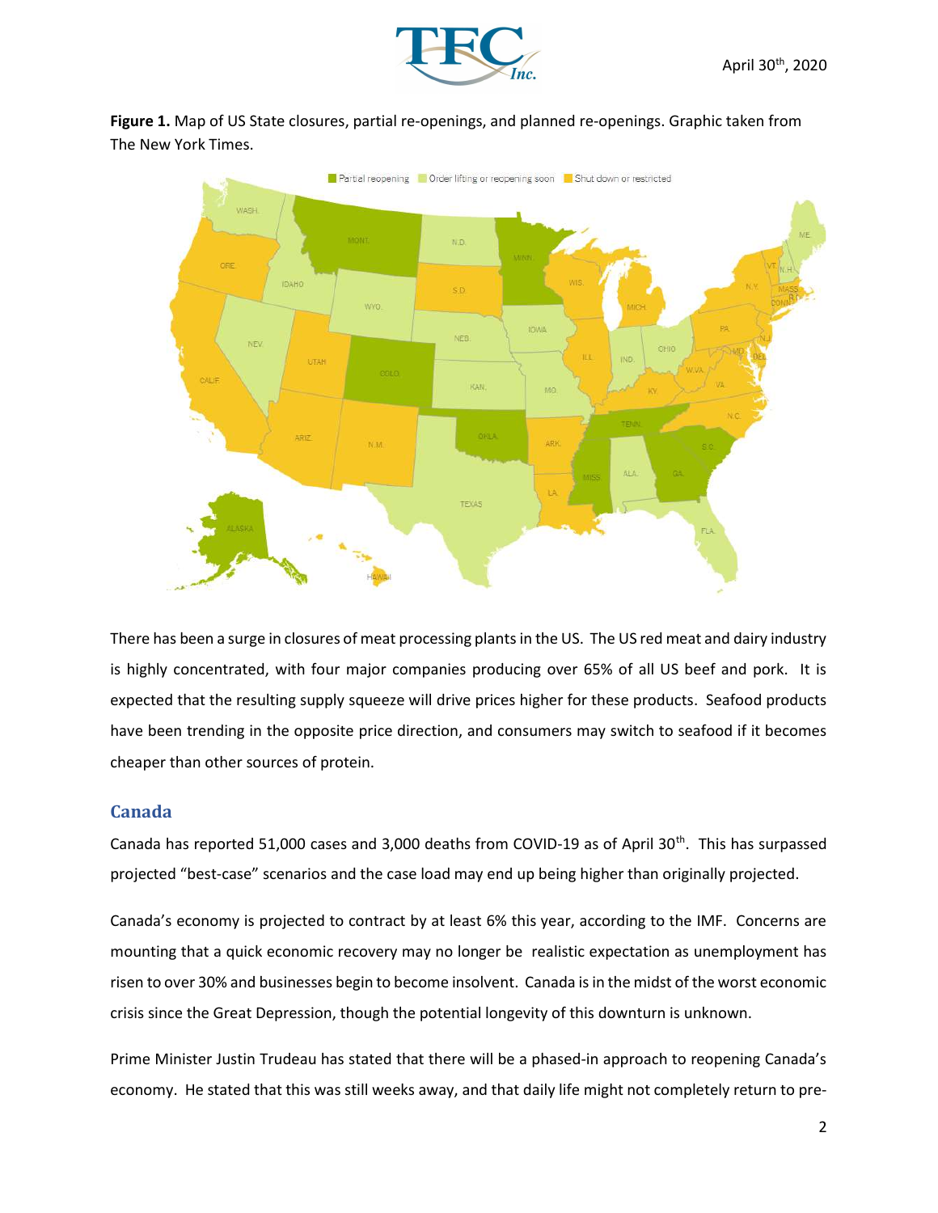**Figure 1.** Map of US State closures, partial re-openings, and planned re-openings. Graphic taken from The New York Times.

There has been a surge in closures of meat processing plants in the US. The US red meat and dairy industry is highly concentrated, with four major companies producing over 65% of all US beef and pork. It is expected that the resulting supply squeeze will drive prices higher for these products. Seafood products have been trending in the opposite price direction, and consumers may switch to seafood if it becomes cheaper than other sources of protein.

## Canada

Canada has reported 51,000 cases and 3,000 deaths from COVID-19 as of April 30th. This has surpassed projected "best-case" scenarios and the case load may end up being higher than originally projected.

Canada's economy is projected to contract by at least 6% this year, according to the IMF. Concerns are mounting that a quick economic recovery may no longer be realistic expectation as unemployment has risen to over 30% and businesses begin to become insolvent. Canada is in the midst of the worst economic crisis since the Great Depression, though the potential longevity of this downturn is unknown.

Prime Minister Justin Trudeau has stated that there will be a phased-in approach to reopening Canada's economy. He stated that this was still weeks away, and that daily life might not completely return to pre-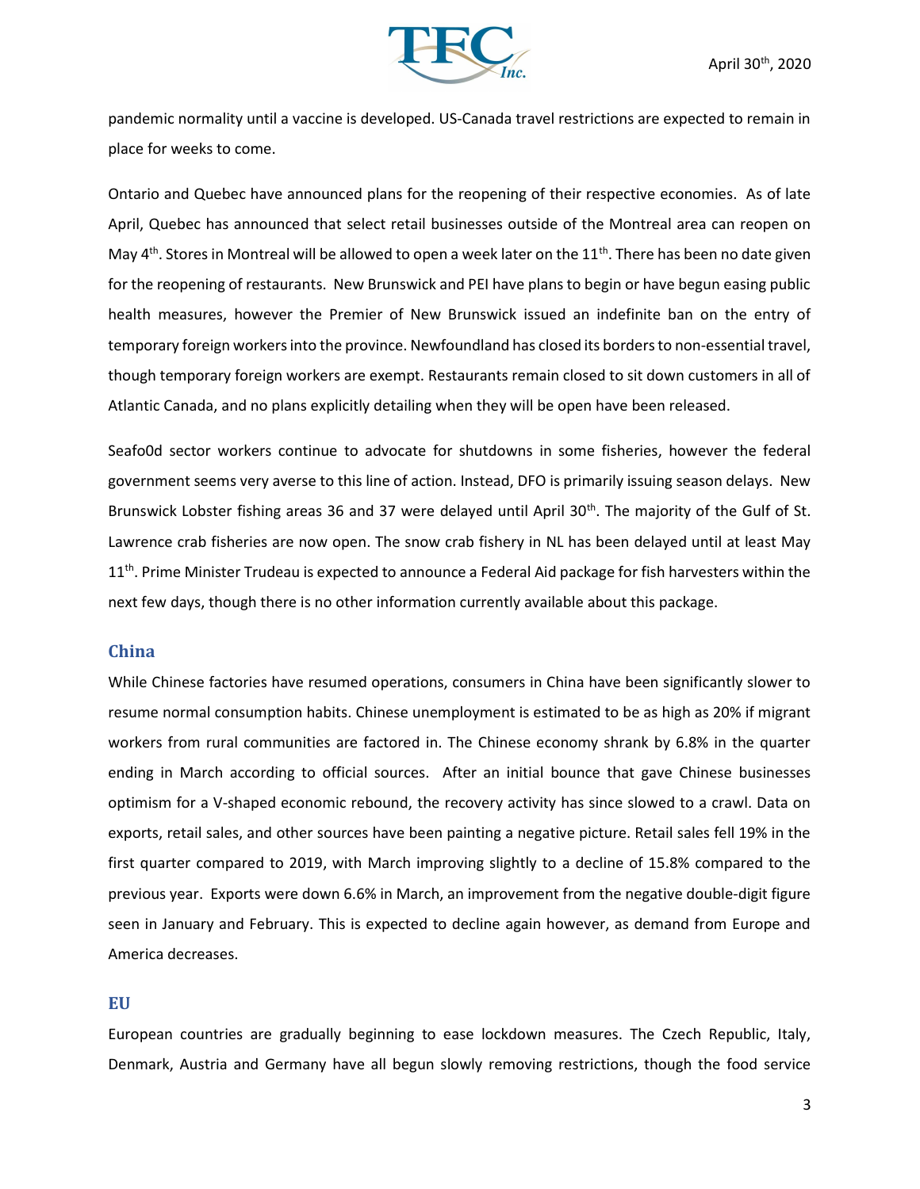pandemic normality until a vaccine is developed. US-Canada travel restrictions are expected to remain in place for weeks to come.

Ontario and Quebec have announced plans for the reopening of their respective economies. As of late April, Quebec has announced that select retail businesses outside of the Montreal area can reopen on May 4th. Stores in Montreal will be allowed to open a week later on the 11th. There has been no date given for the reopening of restaurants. New Brunswick and PEI have plans to begin or have begun easing public health measures, however the Premier of New Brunswick issued an indefinite ban on the entry of temporary foreign workers into the province. Newfoundland has closed its borders to non-essential travel, though temporary foreign workers are exempt. Restaurants remain closed to sit down customers in all of Atlantic Canada, and no plans explicitly detailing when they will be open have been released.

Seafo0d sector workers continue to advocate for shutdowns in some fisheries, however the federal government seems very averse to this line of action. Instead, DFO is primarily issuing season delays. New Brunswick Lobster fishing areas 36 and 37 were delayed until April 30th. The majority of the Gulf of St. Lawrence crab fisheries are now open. The snow crab fishery in NL has been delayed until at least May 11th. Prime Minister Trudeau is expected to announce a Federal Aid package for fish harvesters within the next few days, though there is no other information currently available about this package.

## China

While Chinese factories have resumed operations, consumers in China have been significantly slower to resume normal consumption habits. Chinese unemployment is estimated to be as high as 20% if migrant workers from rural communities are factored in. The Chinese economy shrank by 6.8% in the quarter ending in March according to official sources. After an initial bounce that gave Chinese businesses optimism for a V-shaped economic rebound, the recovery activity has since slowed to a crawl. Data on exports, retail sales, and other sources have been painting a negative picture. Retail sales fell 19% in the first quarter compared to 2019, with March improving slightly to a decline of 15.8% compared to the previous year. Exports were down 6.6% in March, an improvement from the negative double-digit figure seen in January and February. This is expected to decline again however, as demand from Europe and America decreases.

## EU

European countries are gradually beginning to ease lockdown measures. The Czech Republic, Italy, Denmark, Austria and Germany have all begun slowly removing restrictions, though the food service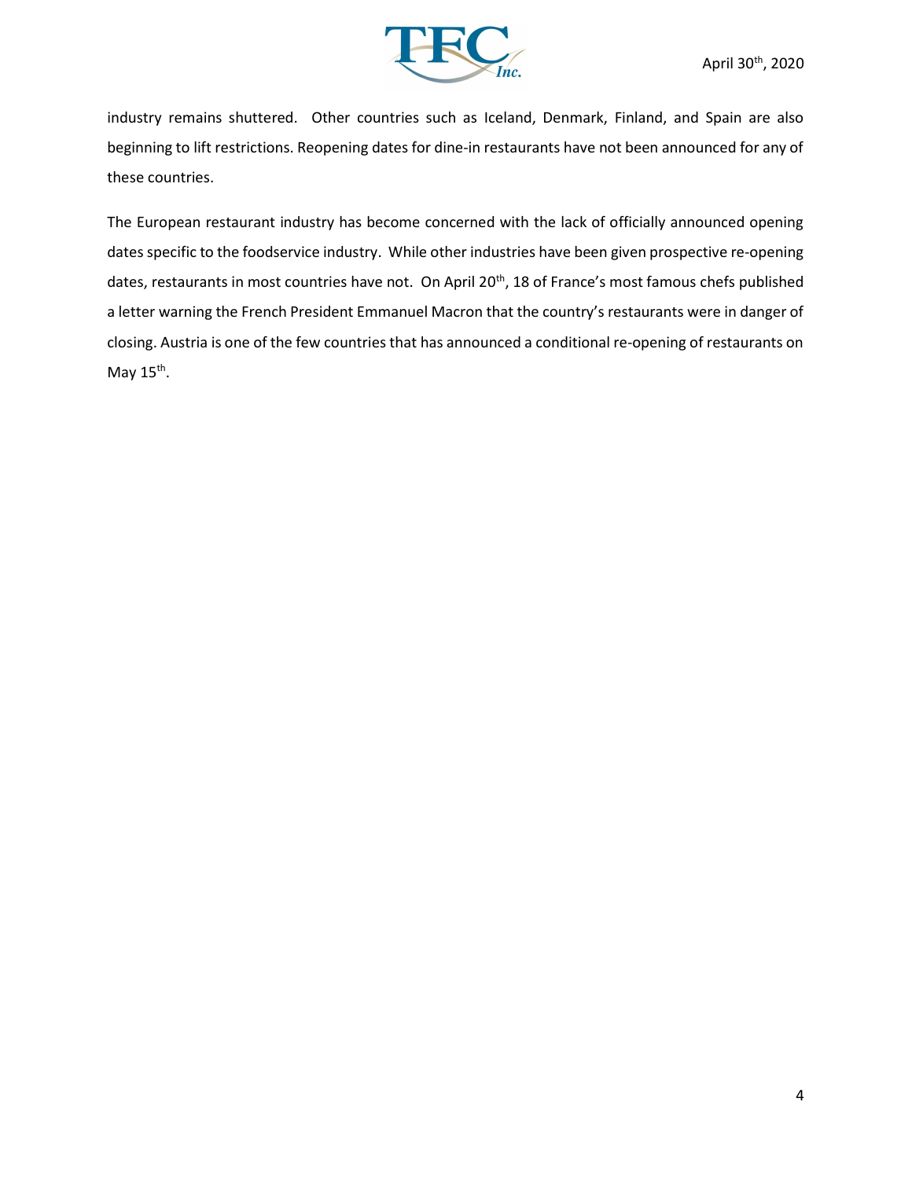industry remains shuttered. Other countries such as Iceland, Denmark, Finland, and Spain are also beginning to lift restrictions. Reopening dates for dine-in restaurants have not been announced for any of these countries.

The European restaurant industry has become concerned with the lack of officially announced opening dates specific to the foodservice industry. While other industries have been given prospective re-opening dates, restaurants in most countries have not. On April 20th, 18 of France's most famous chefs published a letter warning the French President Emmanuel Macron that the country's restaurants were in danger of closing. Austria is one of the few countries that has announced a conditional re-opening of restaurants on May 15th.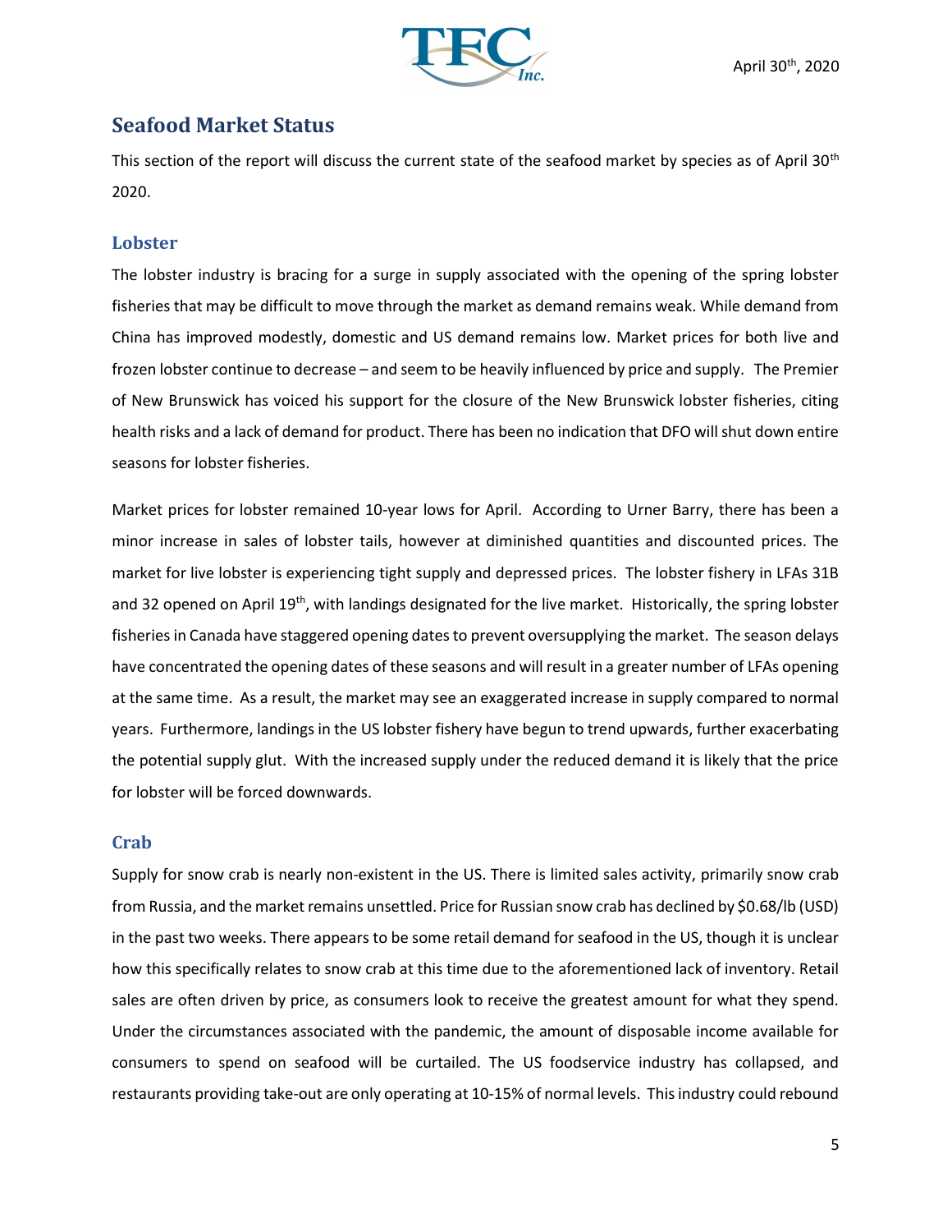## Seafood Market Status

This section of the report will discuss the current state of the seafood market by species as of April 30th 2020.

### Lobster

The lobster industry is bracing for a surge in supply associated with the opening of the spring lobster fisheries that may be difficult to move through the market as demand remains weak. While demand from China has improved modestly, domestic and US demand remains low. Market prices for both live and frozen lobster continue to decrease – and seem to be heavily influenced by price and supply. The Premier of New Brunswick has voiced his support for the closure of the New Brunswick lobster fisheries, citing health risks and a lack of demand for product. There has been no indication that DFO will shut down entire seasons for lobster fisheries.

Market prices for lobster remained 10-year lows for April. According to Urner Barry, there has been a minor increase in sales of lobster tails, however at diminished quantities and discounted prices. The market for live lobster is experiencing tight supply and depressed prices. The lobster fishery in LFAs 31B and 32 opened on April 19th, with landings designated for the live market. Historically, the spring lobster fisheries in Canada have staggered opening dates to prevent oversupplying the market. The season delays have concentrated the opening dates of these seasons and will result in a greater number of LFAs opening at the same time. As a result, the market may see an exaggerated increase in supply compared to normal years. Furthermore, landings in the US lobster fishery have begun to trend upwards, further exacerbating the potential supply glut. With the increased supply under the reduced demand it is likely that the price for lobster will be forced downwards.

### Crab

Supply for snow crab is nearly non-existent in the US. There is limited sales activity, primarily snow crab from Russia, and the market remains unsettled. Price for Russian snow crab has declined by $0.68/lb (USD) in the past two weeks. There appears to be some retail demand for seafood in the US, though it is unclear how this specifically relates to snow crab at this time due to the aforementioned lack of inventory. Retail sales are often driven by price, as consumers look to receive the greatest amount for what they spend. Under the circumstances associated with the pandemic, the amount of disposable income available for consumers to spend on seafood will be curtailed. The US foodservice industry has collapsed, and restaurants providing take-out are only operating at 10-15% of normal levels. This industry could rebound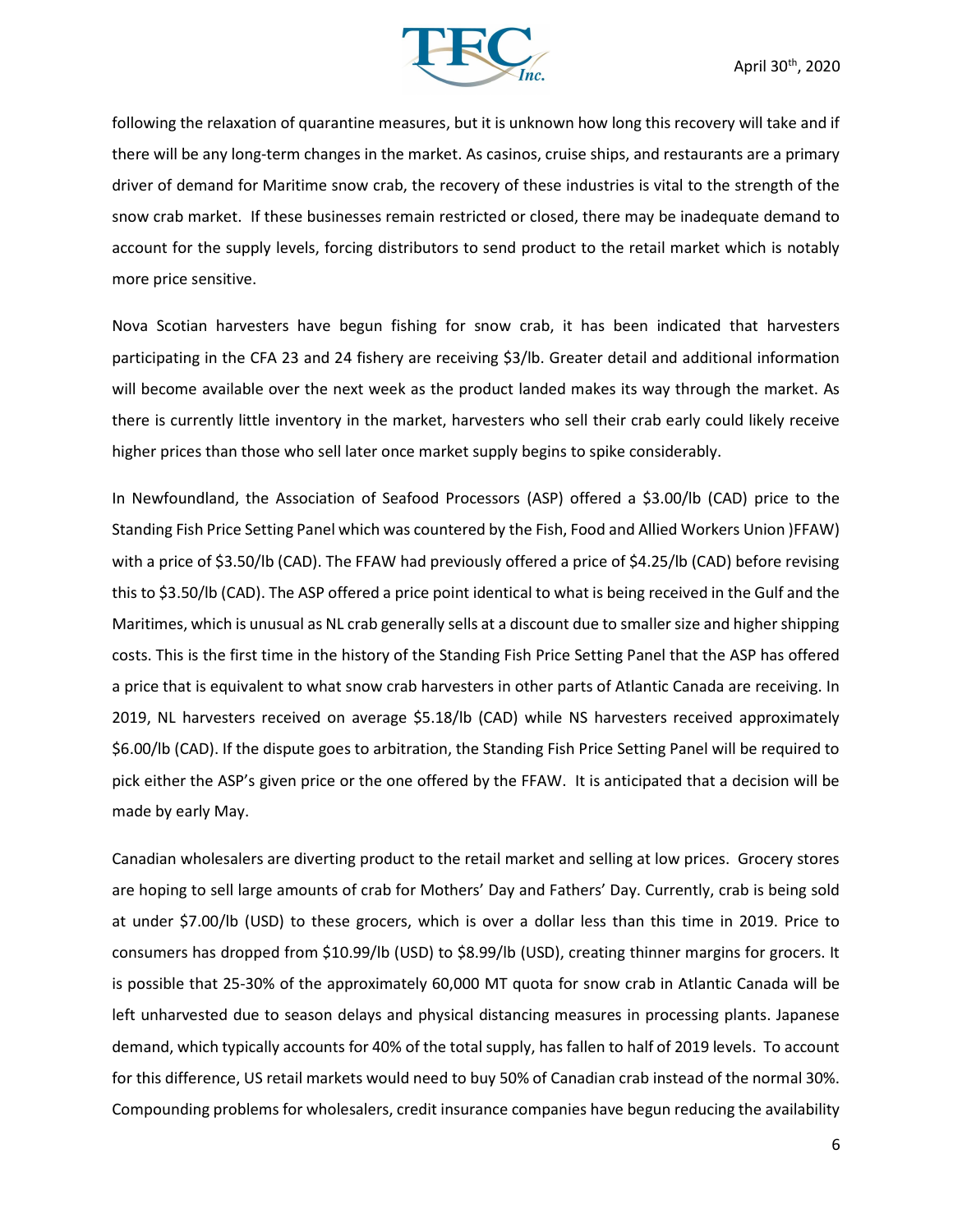following the relaxation of quarantine measures, but it is unknown how long this recovery will take and if there will be any long-term changes in the market. As casinos, cruise ships, and restaurants are a primary driver of demand for Maritime snow crab, the recovery of these industries is vital to the strength of the snow crab market. If these businesses remain restricted or closed, there may be inadequate demand to account for the supply levels, forcing distributors to send product to the retail market which is notably more price sensitive.

Nova Scotian harvesters have begun fishing for snow crab, it has been indicated that harvesters participating in the CFA 23 and 24 fishery are receiving $3/lb. Greater detail and additional information will become available over the next week as the product landed makes its way through the market. As there is currently little inventory in the market, harvesters who sell their crab early could likely receive higher prices than those who sell later once market supply begins to spike considerably.

In Newfoundland, the Association of Seafood Processors (ASP) offered a $3.00/lb (CAD) price to the Standing Fish Price Setting Panel which was countered by the Fish, Food and Allied Workers Union )FFAW) with a price of $3.50/lb (CAD). The FFAW had previously offered a price of $4.25/lb (CAD) before revising this to $3.50/lb (CAD). The ASP offered a price point identical to what is being received in the Gulf and the Maritimes, which is unusual as NL crab generally sells at a discount due to smaller size and higher shipping costs. This is the first time in the history of the Standing Fish Price Setting Panel that the ASP has offered a price that is equivalent to what snow crab harvesters in other parts of Atlantic Canada are receiving. In 2019, NL harvesters received on average $5.18/lb (CAD) while NS harvesters received approximately $6.00/lb (CAD). If the dispute goes to arbitration, the Standing Fish Price Setting Panel will be required to pick either the ASP's given price or the one offered by the FFAW. It is anticipated that a decision will be made by early May.

Canadian wholesalers are diverting product to the retail market and selling at low prices. Grocery stores are hoping to sell large amounts of crab for Mothers' Day and Fathers' Day. Currently, crab is being sold at under $7.00/lb (USD) to these grocers, which is over a dollar less than this time in 2019. Price to consumers has dropped from $10.99/lb (USD) to $8.99/lb (USD), creating thinner margins for grocers. It is possible that 25-30% of the approximately 60,000 MT quota for snow crab in Atlantic Canada will be left unharvested due to season delays and physical distancing measures in processing plants. Japanese demand, which typically accounts for 40% of the total supply, has fallen to half of 2019 levels. To account for this difference, US retail markets would need to buy 50% of Canadian crab instead of the normal 30%. Compounding problems for wholesalers, credit insurance companies have begun reducing the availability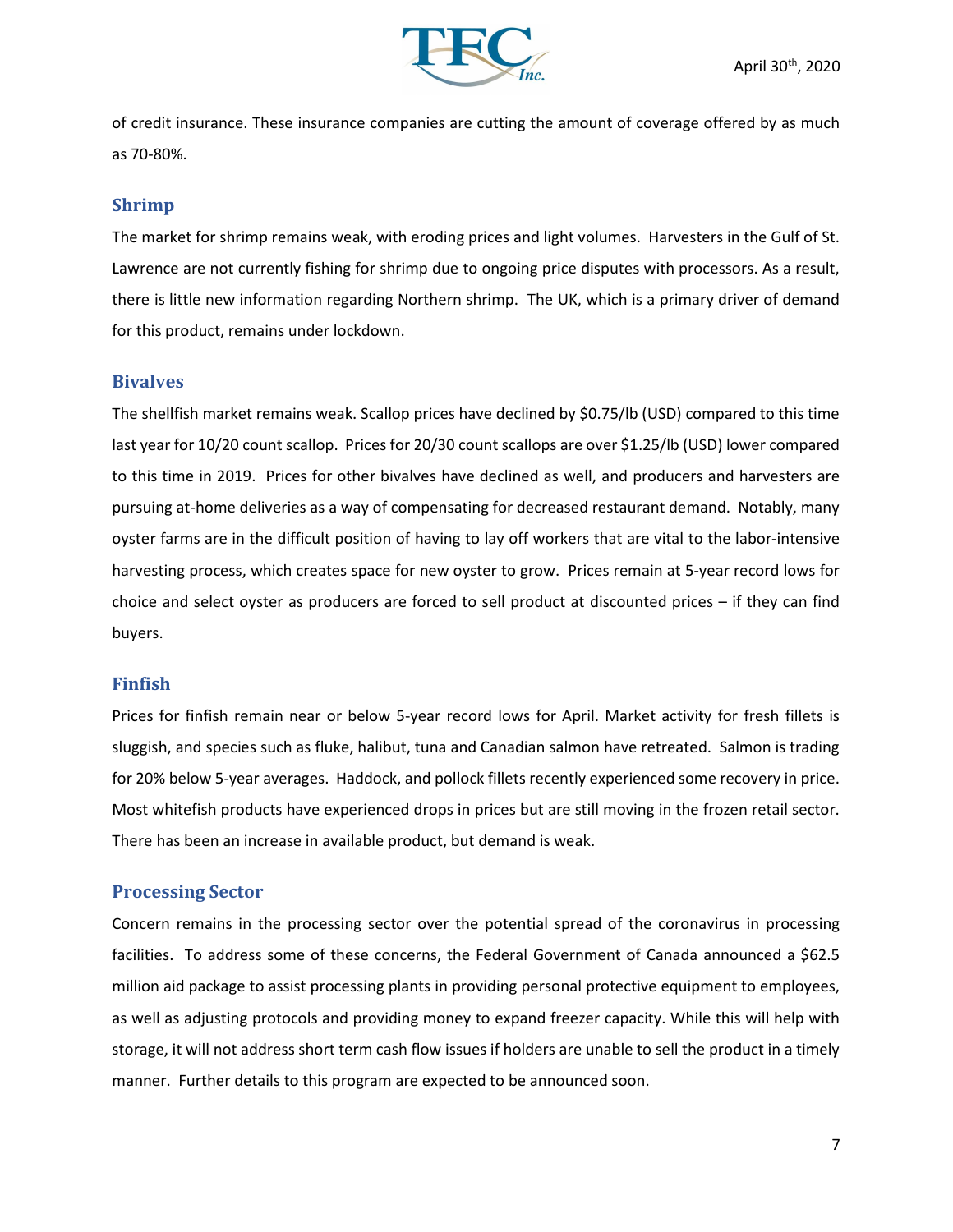of credit insurance. These insurance companies are cutting the amount of coverage offered by as much as 70-80%.

## Shrimp

The market for shrimp remains weak, with eroding prices and light volumes. Harvesters in the Gulf of St. Lawrence are not currently fishing for shrimp due to ongoing price disputes with processors. As a result, there is little new information regarding Northern shrimp. The UK, which is a primary driver of demand for this product, remains under lockdown.

## Bivalves

The shellfish market remains weak. Scallop prices have declined by $0.75/lb (USD) compared to this time last year for 10/20 count scallop. Prices for 20/30 count scallops are over $1.25/lb (USD) lower compared to this time in 2019. Prices for other bivalves have declined as well, and producers and harvesters are pursuing at-home deliveries as a way of compensating for decreased restaurant demand. Notably, many oyster farms are in the difficult position of having to lay off workers that are vital to the labor-intensive harvesting process, which creates space for new oyster to grow. Prices remain at 5-year record lows for choice and select oyster as producers are forced to sell product at discounted prices – if they can find buyers.

## Finfish

Prices for finfish remain near or below 5-year record lows for April. Market activity for fresh fillets is sluggish, and species such as fluke, halibut, tuna and Canadian salmon have retreated. Salmon is trading for 20% below 5-year averages. Haddock, and pollock fillets recently experienced some recovery in price. Most whitefish products have experienced drops in prices but are still moving in the frozen retail sector. There has been an increase in available product, but demand is weak.

## Processing Sector

Concern remains in the processing sector over the potential spread of the coronavirus in processing facilities. To address some of these concerns, the Federal Government of Canada announced a $62.5 million aid package to assist processing plants in providing personal protective equipment to employees, as well as adjusting protocols and providing money to expand freezer capacity. While this will help with storage, it will not address short term cash flow issues if holders are unable to sell the product in a timely manner. Further details to this program are expected to be announced soon.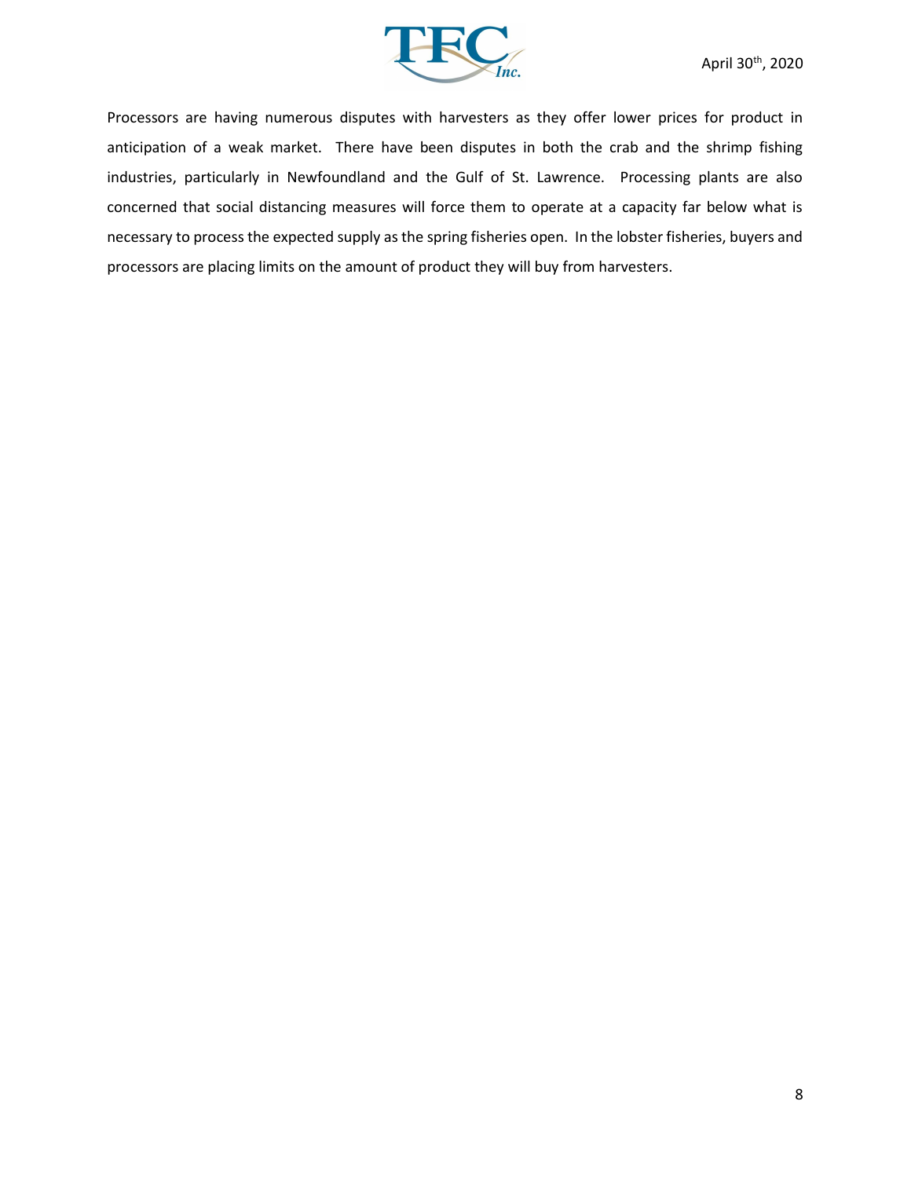Processors are having numerous disputes with harvesters as they offer lower prices for product in anticipation of a weak market. There have been disputes in both the crab and the shrimp fishing industries, particularly in Newfoundland and the Gulf of St. Lawrence. Processing plants are also concerned that social distancing measures will force them to operate at a capacity far below what is necessary to process the expected supply as the spring fisheries open. In the lobster fisheries, buyers and processors are placing limits on the amount of product they will buy from harvesters.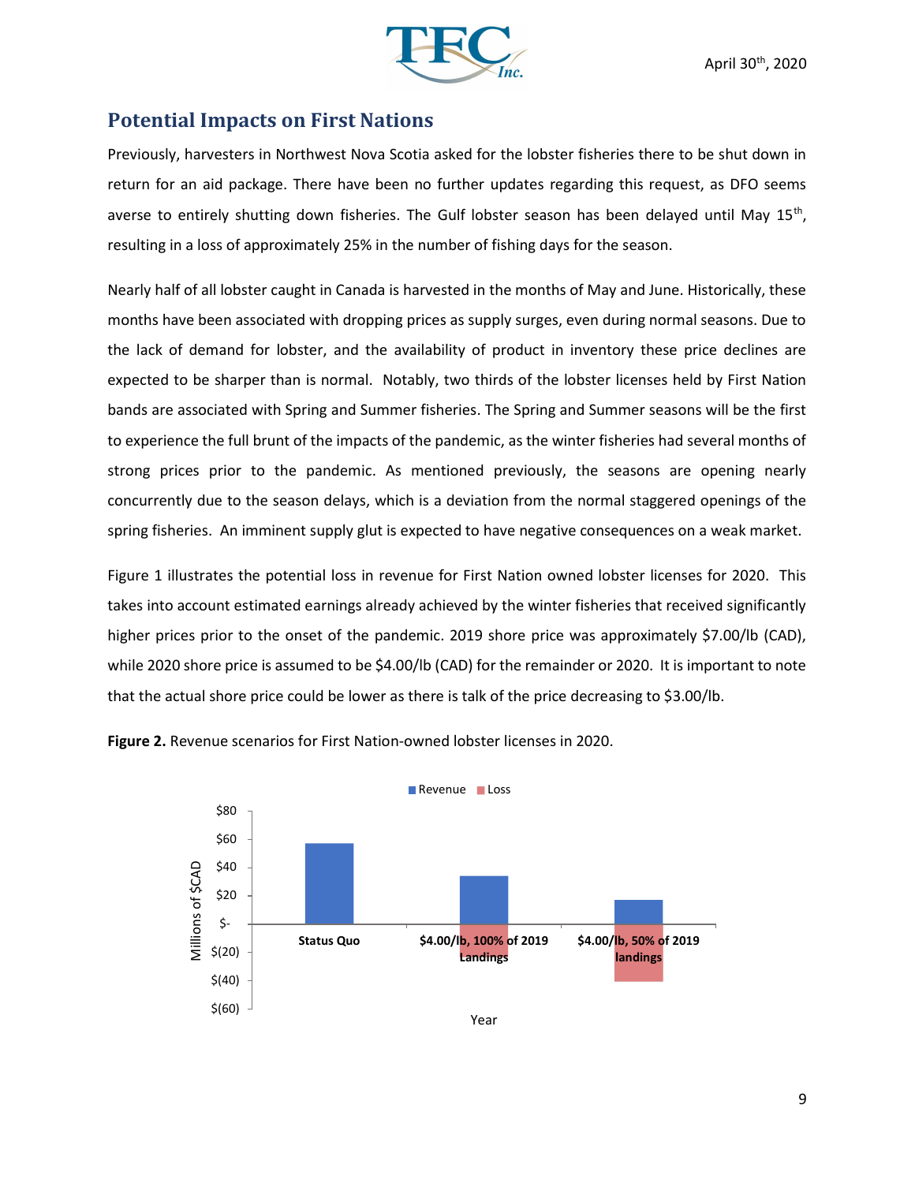## Potential Impacts on First Nations

Previously, harvesters in Northwest Nova Scotia asked for the lobster fisheries there to be shut down in return for an aid package. There have been no further updates regarding this request, as DFO seems averse to entirely shutting down fisheries. The Gulf lobster season has been delayed until May 15th, resulting in a loss of approximately 25% in the number of fishing days for the season.

Nearly half of all lobster caught in Canada is harvested in the months of May and June. Historically, these months have been associated with dropping prices as supply surges, even during normal seasons. Due to the lack of demand for lobster, and the availability of product in inventory these price declines are expected to be sharper than is normal. Notably, two thirds of the lobster licenses held by First Nation bands are associated with Spring and Summer fisheries. The Spring and Summer seasons will be the first to experience the full brunt of the impacts of the pandemic, as the winter fisheries had several months of strong prices prior to the pandemic. As mentioned previously, the seasons are opening nearly concurrently due to the season delays, which is a deviation from the normal staggered openings of the spring fisheries. An imminent supply glut is expected to have negative consequences on a weak market.

Figure 1 illustrates the potential loss in revenue for First Nation owned lobster licenses for 2020. This takes into account estimated earnings already achieved by the winter fisheries that received significantly higher prices prior to the onset of the pandemic. 2019 shore price was approximately $7.00/lb (CAD), while 2020 shore price is assumed to be $4.00/lb (CAD) for the remainder or 2020. It is important to note that the actual shore price could be lower as there is talk of the price decreasing to $3.00/lb.

**Figure 2.** Revenue scenarios for First Nation-owned lobster licenses in 2020.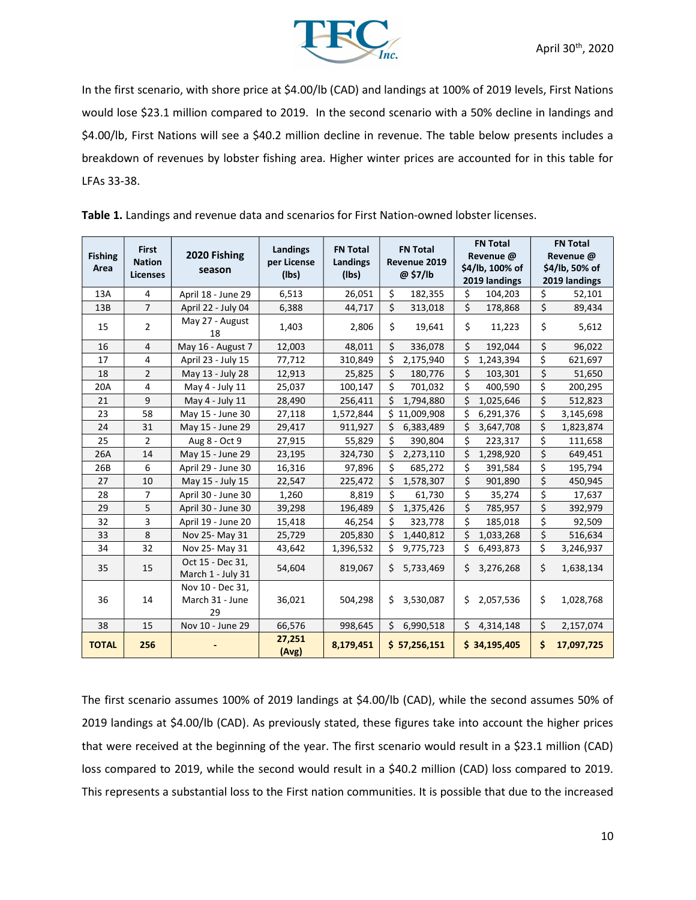In the first scenario, with shore price at $4.00/lb (CAD) and landings at 100% of 2019 levels, First Nations would lose $23.1 million compared to 2019. In the second scenario with a 50% decline in landings and $4.00/lb, First Nations will see a $40.2 million decline in revenue. The table below presents includes a breakdown of revenues by lobster fishing area. Higher winter prices are accounted for in this table for LFAs 33-38.

**Table 1.** Landings and revenue data and scenarios for First Nation-owned lobster licenses.

| Fishing Area | First Nation Licenses | 2020 Fishing season | Landings per License (lbs) | FN Total Landings (lbs) | FN Total Revenue 2019 @ $7/lb | FN Total Revenue @ $4/lb, 100% of 2019 landings | FN Total Revenue @ $4/lb, 50% of 2019 landings |
|---|---|---|---|---|---|---|---|
| 13A | 4 | April 18 - June 29 | 6,513 | 26,051 | $ 182,355 | $ 104,203 | $ 52,101 |
| 13B | 7 | April 22 - July 04 | 6,388 | 44,717 | $ 313,018 | $ 178,868 | $ 89,434 |
| 15 | 2 | May 27 - August 18 | 1,403 | 2,806 | $ 19,641 | $ 11,223 | $ 5,612 |
| 16 | 4 | May 16 - August 7 | 12,003 | 48,011 | $ 336,078 | $ 192,044 | $ 96,022 |
| 17 | 4 | April 23 - July 15 | 77,712 | 310,849 | $ 2,175,940 | $ 1,243,394 | $ 621,697 |
| 18 | 2 | May 13 - July 28 | 12,913 | 25,825 | $ 180,776 | $ 103,301 | $ 51,650 |
| 20A | 4 | May 4 - July 11 | 25,037 | 100,147 | $ 701,032 | $ 400,590 | $ 200,295 |
| 21 | 9 | May 4 - July 11 | 28,490 | 256,411 | $ 1,794,880 | $ 1,025,646 | $ 512,823 |
| 23 | 58 | May 15 - June 30 | 27,118 | 1,572,844 | $ 11,009,908 | $ 6,291,376 | $ 3,145,698 |
| 24 | 31 | May 15 - June 29 | 29,417 | 911,927 | $ 6,383,489 | $ 3,647,708 | $ 1,823,874 |
| 25 | 2 | Aug 8 - Oct 9 | 27,915 | 55,829 | $ 390,804 | $ 223,317 | $ 111,658 |
| 26A | 14 | May 15 - June 29 | 23,195 | 324,730 | $ 2,273,110 | $ 1,298,920 | $ 649,451 |
| 26B | 6 | April 29 - June 30 | 16,316 | 97,896 | $ 685,272 | $ 391,584 | $ 195,794 |
| 27 | 10 | May 15 - July 15 | 22,547 | 225,472 | $ 1,578,307 | $ 901,890 | $ 450,945 |
| 28 | 7 | April 30 - June 30 | 1,260 | 8,819 | $ 61,730 | $ 35,274 | $ 17,637 |
| 29 | 5 | April 30 - June 30 | 39,298 | 196,489 | $ 1,375,426 | $ 785,957 | $ 392,979 |
| 32 | 3 | April 19 - June 20 | 15,418 | 46,254 | $ 323,778 | $ 185,018 | $ 92,509 |
| 33 | 8 | Nov 25- May 31 | 25,729 | 205,830 | $ 1,440,812 | $ 1,033,268 | $ 516,634 |
| 34 | 32 | Nov 25- May 31 | 43,642 | 1,396,532 | $ 9,775,723 | $ 6,493,873 | $ 3,246,937 |
| 35 | 15 | Oct 15 - Dec 31, March 1 - July 31 | 54,604 | 819,067 | $ 5,733,469 | $ 3,276,268 | $ 1,638,134 |
| 36 | 14 | Nov 10 - Dec 31, March 31 - June 29 | 36,021 | 504,298 | $ 3,530,087 | $ 2,057,536 | $ 1,028,768 |
| 38 | 15 | Nov 10 - June 29 | 66,576 | 998,645 | $ 6,990,518 | $ 4,314,148 | $ 2,157,074 |
| **TOTAL** | **256** | **-** | **27,251 (Avg)** | **8,179,451** | **$ 57,256,151** | **$ 34,195,405** | **$ 17,097,725** |

The first scenario assumes 100% of 2019 landings at $4.00/lb (CAD), while the second assumes 50% of 2019 landings at $4.00/lb (CAD). As previously stated, these figures take into account the higher prices that were received at the beginning of the year. The first scenario would result in a $23.1 million (CAD) loss compared to 2019, while the second would result in a $40.2 million (CAD) loss compared to 2019. This represents a substantial loss to the First nation communities. It is possible that due to the increased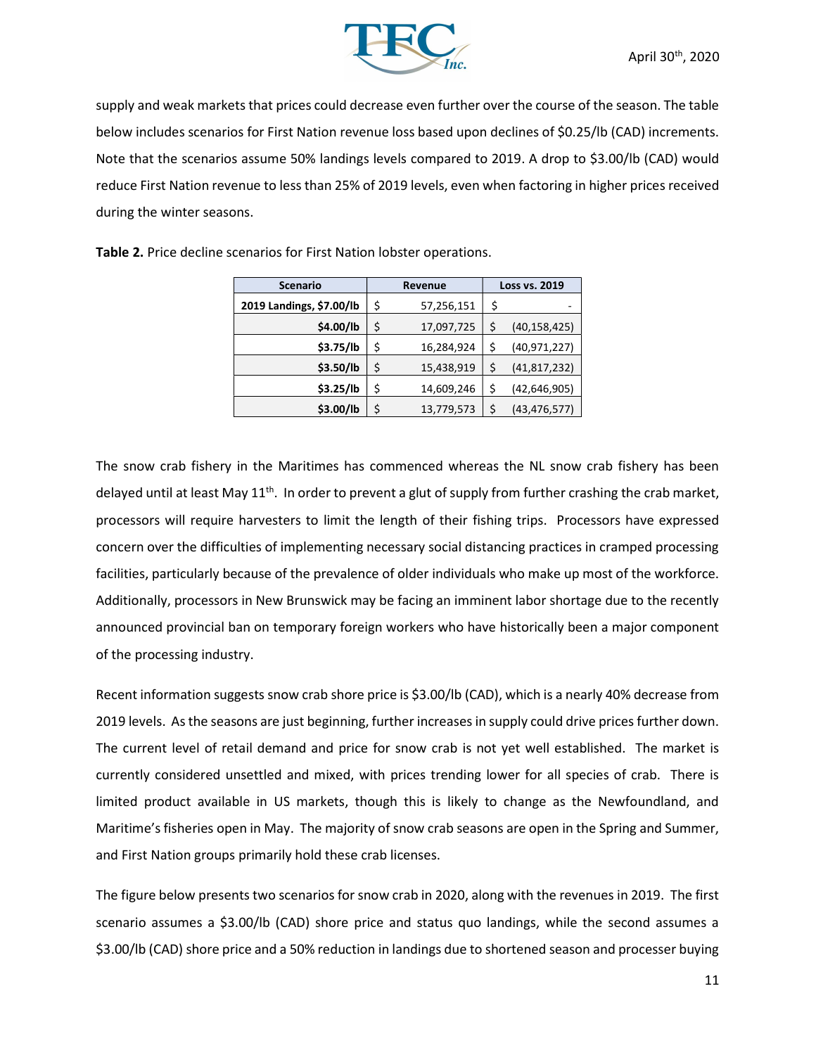supply and weak markets that prices could decrease even further over the course of the season. The table below includes scenarios for First Nation revenue loss based upon declines of $0.25/lb (CAD) increments. Note that the scenarios assume 50% landings levels compared to 2019. A drop to $3.00/lb (CAD) would reduce First Nation revenue to less than 25% of 2019 levels, even when factoring in higher prices received during the winter seasons.

**Table 2.** Price decline scenarios for First Nation lobster operations.

| Scenario | Revenue | Loss vs. 2019 |
|---|---|---|
| 2019 Landings, $7.00/lb | $ 57,256,151 | $ - |
| $4.00/lb | $ 17,097,725 | $ (40,158,425) |
| $3.75/lb | $ 16,284,924 | $ (40,971,227) |
| $3.50/lb | $ 15,438,919 | $ (41,817,232) |
| $3.25/lb | $ 14,609,246 | $ (42,646,905) |
| $3.00/lb | $ 13,779,573 | $ (43,476,577) |

The snow crab fishery in the Maritimes has commenced whereas the NL snow crab fishery has been delayed until at least May 11th. In order to prevent a glut of supply from further crashing the crab market, processors will require harvesters to limit the length of their fishing trips. Processors have expressed concern over the difficulties of implementing necessary social distancing practices in cramped processing facilities, particularly because of the prevalence of older individuals who make up most of the workforce. Additionally, processors in New Brunswick may be facing an imminent labor shortage due to the recently announced provincial ban on temporary foreign workers who have historically been a major component of the processing industry.

Recent information suggests snow crab shore price is $3.00/lb (CAD), which is a nearly 40% decrease from 2019 levels. As the seasons are just beginning, further increases in supply could drive prices further down. The current level of retail demand and price for snow crab is not yet well established. The market is currently considered unsettled and mixed, with prices trending lower for all species of crab. There is limited product available in US markets, though this is likely to change as the Newfoundland, and Maritime's fisheries open in May. The majority of snow crab seasons are open in the Spring and Summer, and First Nation groups primarily hold these crab licenses.

The figure below presents two scenarios for snow crab in 2020, along with the revenues in 2019. The first scenario assumes a $3.00/lb (CAD) shore price and status quo landings, while the second assumes a $3.00/lb (CAD) shore price and a 50% reduction in landings due to shortened season and processer buying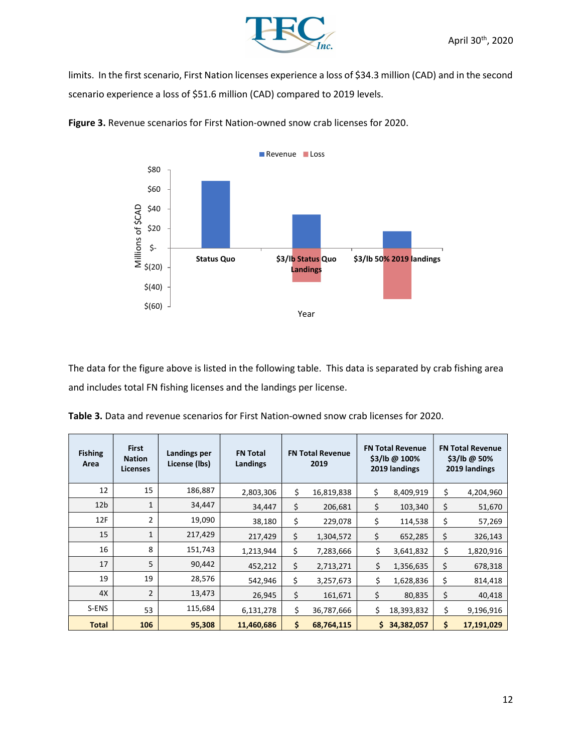limits. In the first scenario, First Nation licenses experience a loss of $34.3 million (CAD) and in the second scenario experience a loss of $51.6 million (CAD) compared to 2019 levels.

**Figure 3.** Revenue scenarios for First Nation-owned snow crab licenses for 2020.

The data for the figure above is listed in the following table. This data is separated by crab fishing area and includes total FN fishing licenses and the landings per license.

**Table 3.** Data and revenue scenarios for First Nation-owned snow crab licenses for 2020.

| Fishing Area | First Nation Licenses | Landings per License (lbs) | FN Total Landings | FN Total Revenue 2019 | FN Total Revenue $3/lb @ 100% 2019 landings | FN Total Revenue $3/lb @ 50% 2019 landings |
|---|---|---|---|---|---|---|
| 12 | 15 | 186,887 | 2,803,306 | $ 16,819,838 | $ 8,409,919 | $ 4,204,960 |
| 12b | 1 | 34,447 | 34,447 | $ 206,681 | $ 103,340 | $ 51,670 |
| 12F | 2 | 19,090 | 38,180 | $ 229,078 | $ 114,538 | $ 57,269 |
| 15 | 1 | 217,429 | 217,429 | $ 1,304,572 | $ 652,285 | $ 326,143 |
| 16 | 8 | 151,743 | 1,213,944 | $ 7,283,666 | $ 3,641,832 | $ 1,820,916 |
| 17 | 5 | 90,442 | 452,212 | $ 2,713,271 | $ 1,356,635 | $ 678,318 |
| 19 | 19 | 28,576 | 542,946 | $ 3,257,673 | $ 1,628,836 | $ 814,418 |
| 4X | 2 | 13,473 | 26,945 | $ 161,671 | $ 80,835 | $ 40,418 |
| S-ENS | 53 | 115,684 | 6,131,278 | $ 36,787,666 | $ 18,393,832 | $ 9,196,916 |
| **Total** | **106** | **95,308** | **11,460,686** | **$ 68,764,115** | **$ 34,382,057** | **$ 17,191,029** |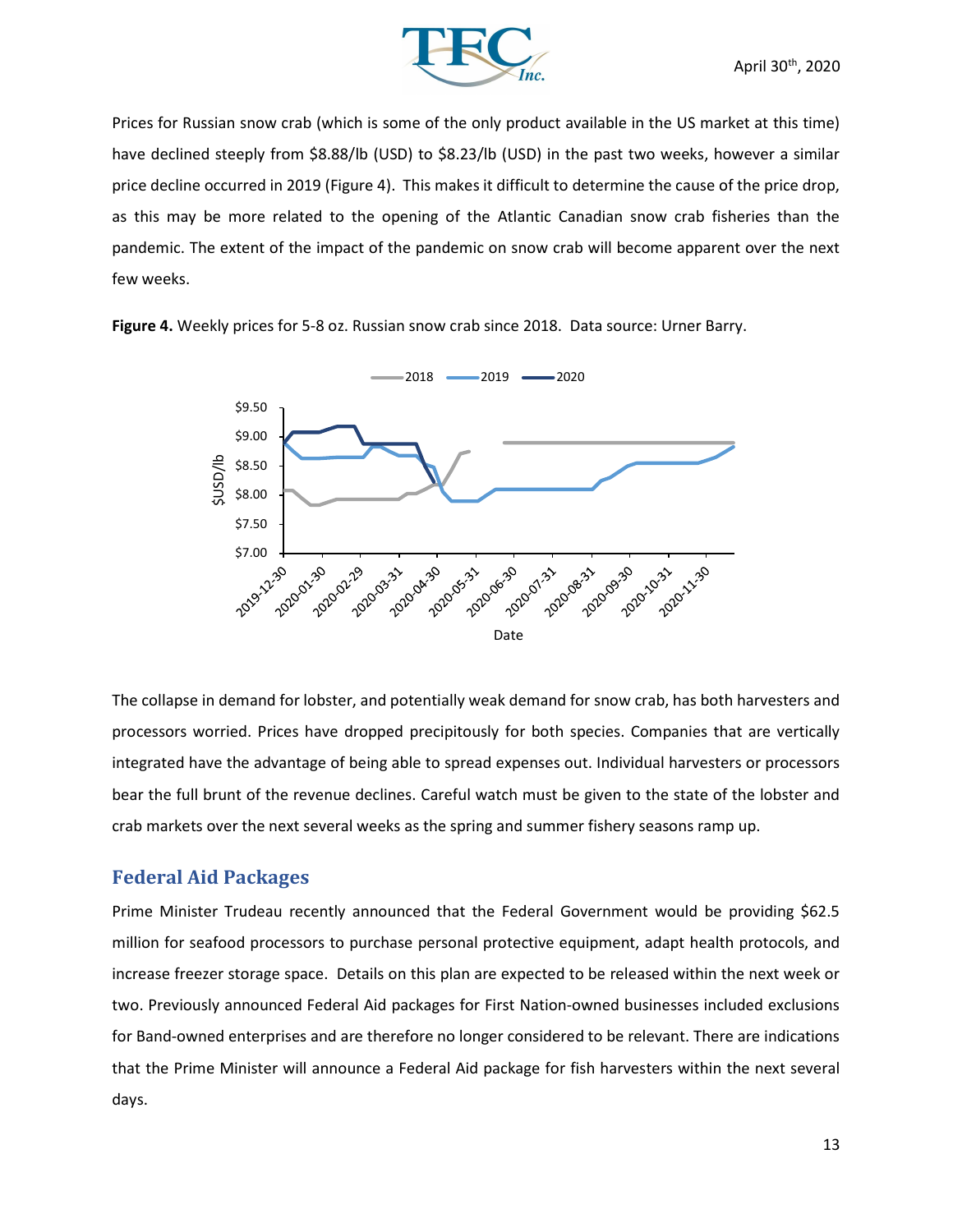Prices for Russian snow crab (which is some of the only product available in the US market at this time) have declined steeply from $8.88/lb (USD) to $8.23/lb (USD) in the past two weeks, however a similar price decline occurred in 2019 (Figure 4). This makes it difficult to determine the cause of the price drop, as this may be more related to the opening of the Atlantic Canadian snow crab fisheries than the pandemic. The extent of the impact of the pandemic on snow crab will become apparent over the next few weeks.

**Figure 4.** Weekly prices for 5-8 oz. Russian snow crab since 2018. Data source: Urner Barry.

The collapse in demand for lobster, and potentially weak demand for snow crab, has both harvesters and processors worried. Prices have dropped precipitously for both species. Companies that are vertically integrated have the advantage of being able to spread expenses out. Individual harvesters or processors bear the full brunt of the revenue declines. Careful watch must be given to the state of the lobster and crab markets over the next several weeks as the spring and summer fishery seasons ramp up.

## Federal Aid Packages

Prime Minister Trudeau recently announced that the Federal Government would be providing $62.5 million for seafood processors to purchase personal protective equipment, adapt health protocols, and increase freezer storage space. Details on this plan are expected to be released within the next week or two. Previously announced Federal Aid packages for First Nation-owned businesses included exclusions for Band-owned enterprises and are therefore no longer considered to be relevant. There are indications that the Prime Minister will announce a Federal Aid package for fish harvesters within the next several days.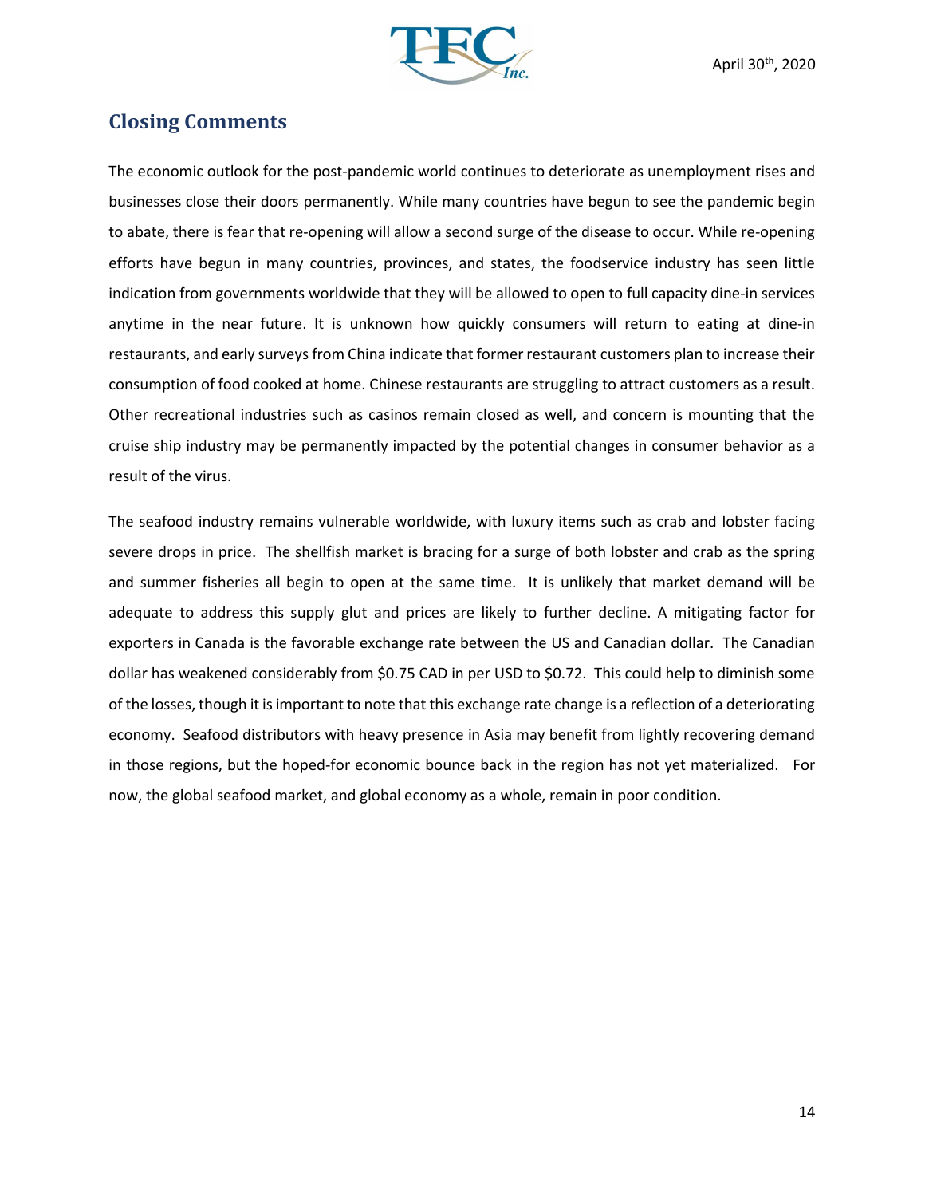## Closing Comments

The economic outlook for the post-pandemic world continues to deteriorate as unemployment rises and businesses close their doors permanently. While many countries have begun to see the pandemic begin to abate, there is fear that re-opening will allow a second surge of the disease to occur. While re-opening efforts have begun in many countries, provinces, and states, the foodservice industry has seen little indication from governments worldwide that they will be allowed to open to full capacity dine-in services anytime in the near future. It is unknown how quickly consumers will return to eating at dine-in restaurants, and early surveys from China indicate that former restaurant customers plan to increase their consumption of food cooked at home. Chinese restaurants are struggling to attract customers as a result. Other recreational industries such as casinos remain closed as well, and concern is mounting that the cruise ship industry may be permanently impacted by the potential changes in consumer behavior as a result of the virus.

The seafood industry remains vulnerable worldwide, with luxury items such as crab and lobster facing severe drops in price. The shellfish market is bracing for a surge of both lobster and crab as the spring and summer fisheries all begin to open at the same time. It is unlikely that market demand will be adequate to address this supply glut and prices are likely to further decline. A mitigating factor for exporters in Canada is the favorable exchange rate between the US and Canadian dollar. The Canadian dollar has weakened considerably from $0.75 CAD in per USD to $0.72. This could help to diminish some of the losses, though it is important to note that this exchange rate change is a reflection of a deteriorating economy. Seafood distributors with heavy presence in Asia may benefit from lightly recovering demand in those regions, but the hoped-for economic bounce back in the region has not yet materialized. For now, the global seafood market, and global economy as a whole, remain in poor condition.